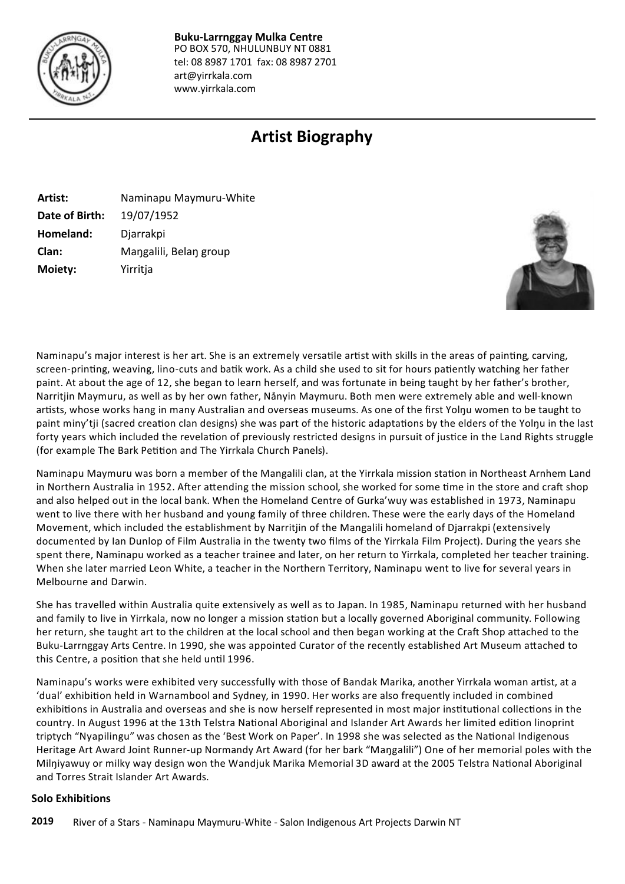**Buku-Larrnggay Mulka Centre**
PO BOX 570, NHULUNBUY NT 0881
tel: 08 8987 1701 fax: 08 8987 2701
art@yirrkala.com
www.yirrkala.com

# Artist Biography

**Artist:** Naminapu Maymuru-White
**Date of Birth:** 19/07/1952
**Homeland:** Djarrakpi
**Clan:** Maŋgalili, Belaŋ group
**Moiety:** Yirritja

Naminapu's major interest is her art. She is an extremely versatile artist with skills in the areas of painting, carving, screen-printing, weaving, lino-cuts and batik work. As a child she used to sit for hours patiently watching her father paint. At about the age of 12, she began to learn herself, and was fortunate in being taught by her father's brother, Narritjin Maymuru, as well as by her own father, Nånyin Maymuru. Both men were extremely able and well-known artists, whose works hang in many Australian and overseas museums. As one of the first Yolŋu women to be taught to paint miny'tji (sacred creation clan designs) she was part of the historic adaptations by the elders of the Yolŋu in the last forty years which included the revelation of previously restricted designs in pursuit of justice in the Land Rights struggle (for example The Bark Petition and The Yirrkala Church Panels).

Naminapu Maymuru was born a member of the Mangalili clan, at the Yirrkala mission station in Northeast Arnhem Land in Northern Australia in 1952. After attending the mission school, she worked for some time in the store and craft shop and also helped out in the local bank. When the Homeland Centre of Gurka'wuy was established in 1973, Naminapu went to live there with her husband and young family of three children. These were the early days of the Homeland Movement, which included the establishment by Narritjin of the Mangalili homeland of Djarrakpi (extensively documented by Ian Dunlop of Film Australia in the twenty two films of the Yirrkala Film Project). During the years she spent there, Naminapu worked as a teacher trainee and later, on her return to Yirrkala, completed her teacher training. When she later married Leon White, a teacher in the Northern Territory, Naminapu went to live for several years in Melbourne and Darwin.

She has travelled within Australia quite extensively as well as to Japan. In 1985, Naminapu returned with her husband and family to live in Yirrkala, now no longer a mission station but a locally governed Aboriginal community. Following her return, she taught art to the children at the local school and then began working at the Craft Shop attached to the Buku-Larrnggay Arts Centre. In 1990, she was appointed Curator of the recently established Art Museum attached to this Centre, a position that she held until 1996.

Naminapu's works were exhibited very successfully with those of Bandak Marika, another Yirrkala woman artist, at a 'dual' exhibition held in Warnambool and Sydney, in 1990. Her works are also frequently included in combined exhibitions in Australia and overseas and she is now herself represented in most major institutional collections in the country. In August 1996 at the 13th Telstra National Aboriginal and Islander Art Awards her limited edition linoprint triptych "Nyapilingu" was chosen as the 'Best Work on Paper'. In 1998 she was selected as the National Indigenous Heritage Art Award Joint Runner-up Normandy Art Award (for her bark "Maŋgalili") One of her memorial poles with the Milŋiyawuy or milky way design won the Wandjuk Marika Memorial 3D award at the 2005 Telstra National Aboriginal and Torres Strait Islander Art Awards.

### Solo Exhibitions

**2019** River of a Stars - Naminapu Maymuru-White - Salon Indigenous Art Projects Darwin NT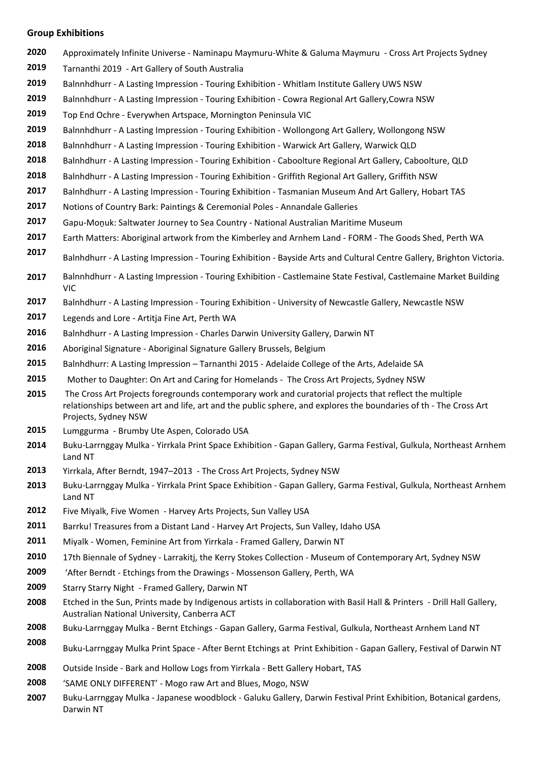**Group Exhibitions**

2020 Approximately Infinite Universe - Naminapu Maymuru-White & Galuma Maymuru - Cross Art Projects Sydney

2019 Tarnanthi 2019 - Art Gallery of South Australia

2019 Balnnhdhurr - A Lasting Impression - Touring Exhibition - Whitlam Institute Gallery UWS NSW

2019 Balnnhdhurr - A Lasting Impression - Touring Exhibition - Cowra Regional Art Gallery,Cowra NSW

2019 Top End Ochre - Everywhen Artspace, Mornington Peninsula VIC

2019 Balnnhdhurr - A Lasting Impression - Touring Exhibition - Wollongong Art Gallery, Wollongong NSW

2018 Balnnhdhurr - A Lasting Impression - Touring Exhibition - Warwick Art Gallery, Warwick QLD

2018 Balnhdhurr - A Lasting Impression - Touring Exhibition - Caboolture Regional Art Gallery, Caboolture, QLD

2018 Balnhdhurr - A Lasting Impression - Touring Exhibition - Griffith Regional Art Gallery, Griffith NSW

2017 Balnhdhurr - A Lasting Impression - Touring Exhibition - Tasmanian Museum And Art Gallery, Hobart TAS

2017 Notions of Country Bark: Paintings & Ceremonial Poles - Annandale Galleries

2017 Gapu-Moṉuk: Saltwater Journey to Sea Country - National Australian Maritime Museum

2017 Earth Matters: Aboriginal artwork from the Kimberley and Arnhem Land - FORM - The Goods Shed, Perth WA

2017 Balnhdhurr - A Lasting Impression - Touring Exhibition - Bayside Arts and Cultural Centre Gallery, Brighton Victoria.

2017 Balnnhdhurr - A Lasting Impression - Touring Exhibition - Castlemaine State Festival, Castlemaine Market Building VIC

2017 Balnhdhurr - A Lasting Impression - Touring Exhibition - University of Newcastle Gallery, Newcastle NSW

2017 Legends and Lore - Artitja Fine Art, Perth WA

2016 Balnhdhurr - A Lasting Impression - Charles Darwin University Gallery, Darwin NT

2016 Aboriginal Signature - Aboriginal Signature Gallery Brussels, Belgium

2015 Balnhdhurr: A Lasting Impression – Tarnanthi 2015 - Adelaide College of the Arts, Adelaide SA

2015 Mother to Daughter: On Art and Caring for Homelands - The Cross Art Projects, Sydney NSW

2015 The Cross Art Projects foregrounds contemporary work and curatorial projects that reflect the multiple relationships between art and life, art and the public sphere, and explores the boundaries of th - The Cross Art Projects, Sydney NSW

2015 Lumggurma - Brumby Ute Aspen, Colorado USA

2014 Buku-Larrnggay Mulka - Yirrkala Print Space Exhibition - Gapan Gallery, Garma Festival, Gulkula, Northeast Arnhem Land NT

2013 Yirrkala, After Berndt, 1947–2013 - The Cross Art Projects, Sydney NSW

2013 Buku-Larrnggay Mulka - Yirrkala Print Space Exhibition - Gapan Gallery, Garma Festival, Gulkula, Northeast Arnhem Land NT

2012 Five Miyalk, Five Women - Harvey Arts Projects, Sun Valley USA

2011 Barrku! Treasures from a Distant Land - Harvey Art Projects, Sun Valley, Idaho USA

2011 Miyalk - Women, Feminine Art from Yirrkala - Framed Gallery, Darwin NT

2010 17th Biennale of Sydney - Larrakitj, the Kerry Stokes Collection - Museum of Contemporary Art, Sydney NSW

2009 'After Berndt - Etchings from the Drawings - Mossenson Gallery, Perth, WA

2009 Starry Starry Night - Framed Gallery, Darwin NT

2008 Etched in the Sun, Prints made by Indigenous artists in collaboration with Basil Hall & Printers - Drill Hall Gallery, Australian National University, Canberra ACT

2008 Buku-Larrnggay Mulka - Bernt Etchings - Gapan Gallery, Garma Festival, Gulkula, Northeast Arnhem Land NT

2008 Buku-Larrnggay Mulka Print Space - After Bernt Etchings at Print Exhibition - Gapan Gallery, Festival of Darwin NT

2008 Outside Inside - Bark and Hollow Logs from Yirrkala - Bett Gallery Hobart, TAS

2008 'SAME ONLY DIFFERENT' - Mogo raw Art and Blues, Mogo, NSW

2007 Buku-Larrnggay Mulka - Japanese woodblock - Galuku Gallery, Darwin Festival Print Exhibition, Botanical gardens, Darwin NT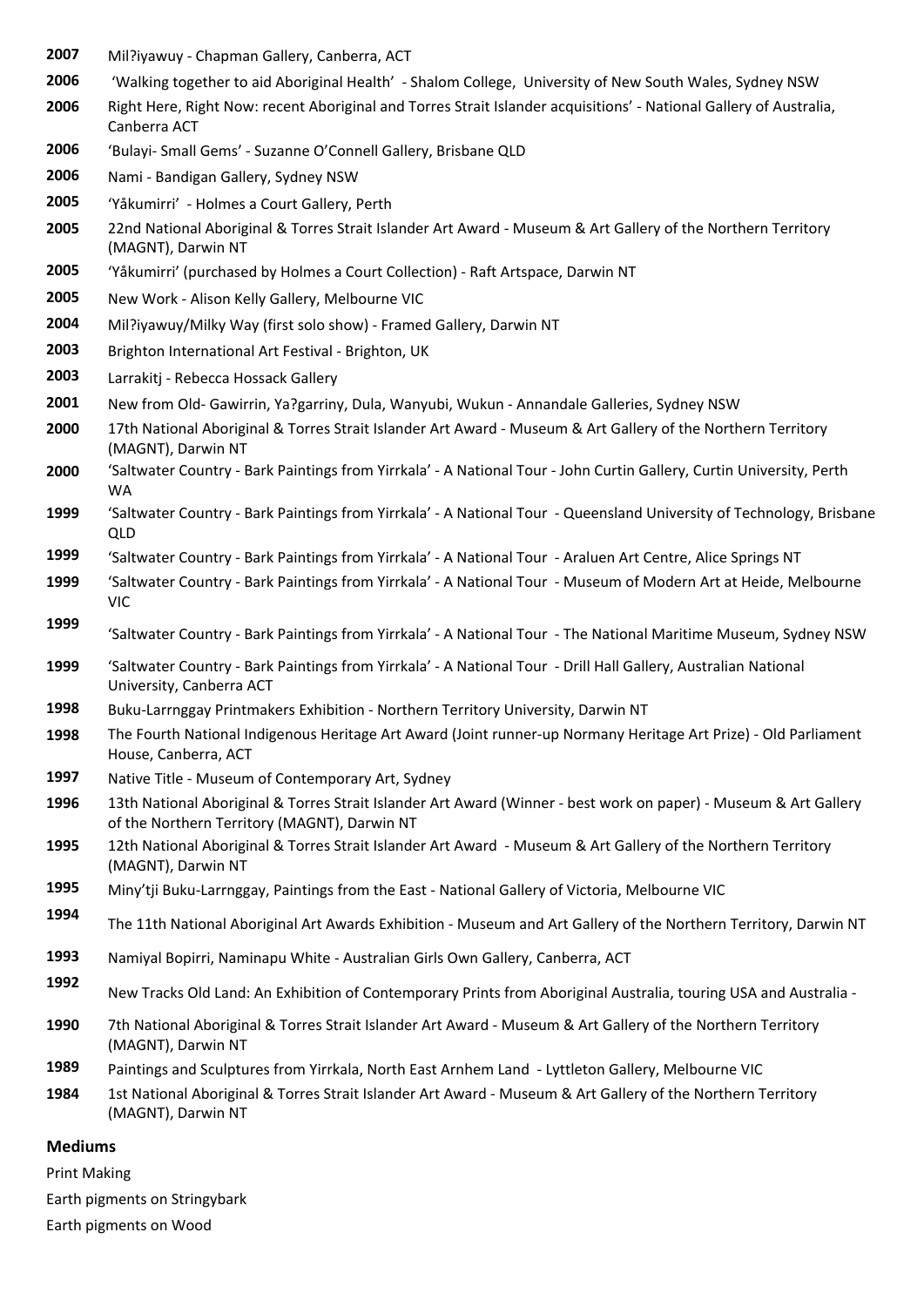2007 Mil?iyawuy - Chapman Gallery, Canberra, ACT

2006 'Walking together to aid Aboriginal Health' - Shalom College, University of New South Wales, Sydney NSW

2006 Right Here, Right Now: recent Aboriginal and Torres Strait Islander acquisitions' - National Gallery of Australia, Canberra ACT

2006 'Bulayi- Small Gems' - Suzanne O'Connell Gallery, Brisbane QLD

2006 Nami - Bandigan Gallery, Sydney NSW

2005 'Yåkumirri' - Holmes a Court Gallery, Perth

2005 22nd National Aboriginal & Torres Strait Islander Art Award - Museum & Art Gallery of the Northern Territory (MAGNT), Darwin NT

2005 'Yåkumirri' (purchased by Holmes a Court Collection) - Raft Artspace, Darwin NT

2005 New Work - Alison Kelly Gallery, Melbourne VIC

2004 Mil?iyawuy/Milky Way (first solo show) - Framed Gallery, Darwin NT

2003 Brighton International Art Festival - Brighton, UK

2003 Larrakitj - Rebecca Hossack Gallery

2001 New from Old- Gawirrin, Ya?garriny, Dula, Wanyubi, Wukun - Annandale Galleries, Sydney NSW

2000 17th National Aboriginal & Torres Strait Islander Art Award - Museum & Art Gallery of the Northern Territory (MAGNT), Darwin NT

2000 'Saltwater Country - Bark Paintings from Yirrkala' - A National Tour - John Curtin Gallery, Curtin University, Perth WA

1999 'Saltwater Country - Bark Paintings from Yirrkala' - A National Tour - Queensland University of Technology, Brisbane QLD

1999 'Saltwater Country - Bark Paintings from Yirrkala' - A National Tour - Araluen Art Centre, Alice Springs NT

1999 'Saltwater Country - Bark Paintings from Yirrkala' - A National Tour - Museum of Modern Art at Heide, Melbourne VIC

1999 'Saltwater Country - Bark Paintings from Yirrkala' - A National Tour - The National Maritime Museum, Sydney NSW

1999 'Saltwater Country - Bark Paintings from Yirrkala' - A National Tour - Drill Hall Gallery, Australian National University, Canberra ACT

1998 Buku-Larrnggay Printmakers Exhibition - Northern Territory University, Darwin NT

1998 The Fourth National Indigenous Heritage Art Award (Joint runner-up Normany Heritage Art Prize) - Old Parliament House, Canberra, ACT

1997 Native Title - Museum of Contemporary Art, Sydney

1996 13th National Aboriginal & Torres Strait Islander Art Award (Winner - best work on paper) - Museum & Art Gallery of the Northern Territory (MAGNT), Darwin NT

1995 12th National Aboriginal & Torres Strait Islander Art Award - Museum & Art Gallery of the Northern Territory (MAGNT), Darwin NT

1995 Miny'tji Buku-Larrnggay, Paintings from the East - National Gallery of Victoria, Melbourne VIC

1994 The 11th National Aboriginal Art Awards Exhibition - Museum and Art Gallery of the Northern Territory, Darwin NT

1993 Namiyal Bopirri, Naminapu White - Australian Girls Own Gallery, Canberra, ACT

1992 New Tracks Old Land: An Exhibition of Contemporary Prints from Aboriginal Australia, touring USA and Australia -

1990 7th National Aboriginal & Torres Strait Islander Art Award - Museum & Art Gallery of the Northern Territory (MAGNT), Darwin NT

1989 Paintings and Sculptures from Yirrkala, North East Arnhem Land - Lyttleton Gallery, Melbourne VIC

1984 1st National Aboriginal & Torres Strait Islander Art Award - Museum & Art Gallery of the Northern Territory (MAGNT), Darwin NT

## Mediums

Print Making

Earth pigments on Stringybark

Earth pigments on Wood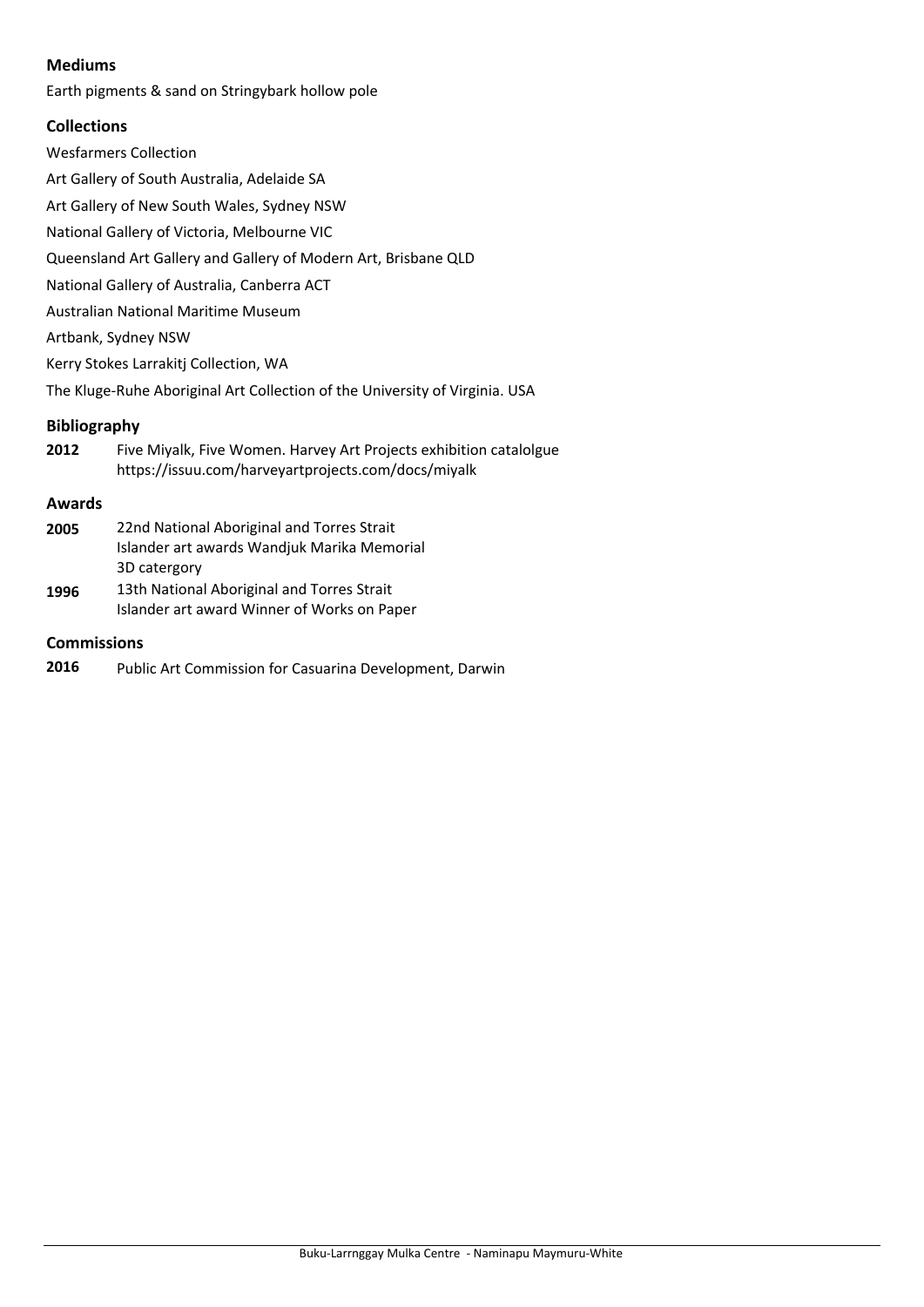## Mediums

Earth pigments & sand on Stringybark hollow pole

## Collections

Wesfarmers Collection

Art Gallery of South Australia, Adelaide SA

Art Gallery of New South Wales, Sydney NSW

National Gallery of Victoria, Melbourne VIC

Queensland Art Gallery and Gallery of Modern Art, Brisbane QLD

National Gallery of Australia, Canberra ACT

Australian National Maritime Museum

Artbank, Sydney NSW

Kerry Stokes Larrakitj Collection, WA

The Kluge-Ruhe Aboriginal Art Collection of the University of Virginia. USA

## Bibliography

**2012** Five Miyalk, Five Women. Harvey Art Projects exhibition catalolgue https://issuu.com/harveyartprojects.com/docs/miyalk

## Awards

**2005** 22nd National Aboriginal and Torres Strait Islander art awards Wandjuk Marika Memorial 3D catergory

**1996** 13th National Aboriginal and Torres Strait Islander art award Winner of Works on Paper

## Commissions

**2016** Public Art Commission for Casuarina Development, Darwin